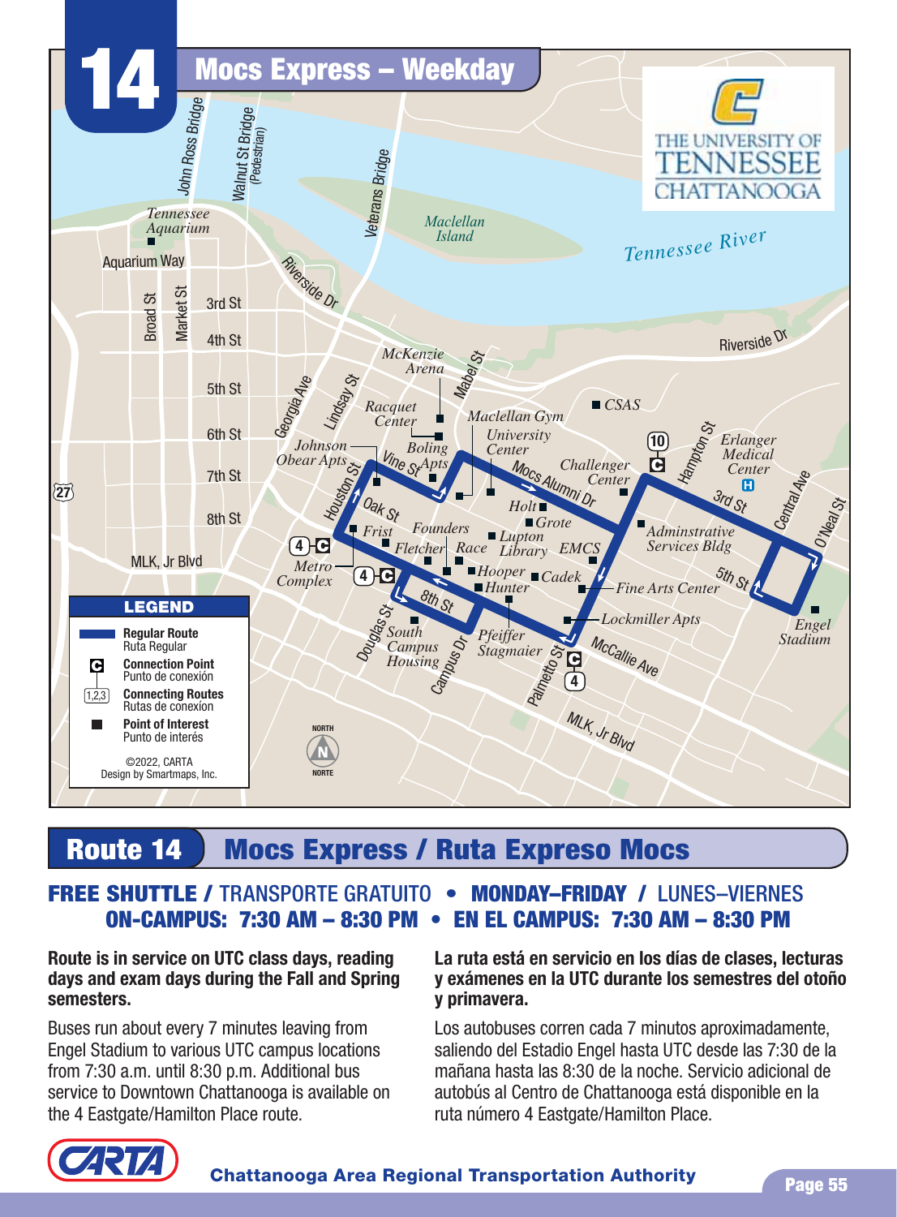# 14 Mocs Express – Weekday

## Route 14 Mocs Express / Ruta Expreso Mocs

**FREE SHUTTLE / TRANSPORTE GRATUITO • MONDAY–FRIDAY / LUNES–VIERNES**

**ON-CAMPUS: 7:30 AM – 8:30 PM • EN EL CAMPUS: 7:30 AM – 8:30 PM**

**Route is in service on UTC class days, reading days and exam days during the Fall and Spring semesters.**

Buses run about every 7 minutes leaving from Engel Stadium to various UTC campus locations from 7:30 a.m. until 8:30 p.m. Additional bus service to Downtown Chattanooga is available on the 4 Eastgate/Hamilton Place route.

**La ruta está en servicio en los días de clases, lecturas y exámenes en la UTC durante los semestres del otoño y primavera.**

Los autobuses corren cada 7 minutos aproximadamente, saliendo del Estadio Engel hasta UTC desde las 7:30 de la mañana hasta las 8:30 de la noche. Servicio adicional de autobús al Centro de Chattanooga está disponible en la ruta número 4 Eastgate/Hamilton Place.

Chattanooga Area Regional Transportation Authority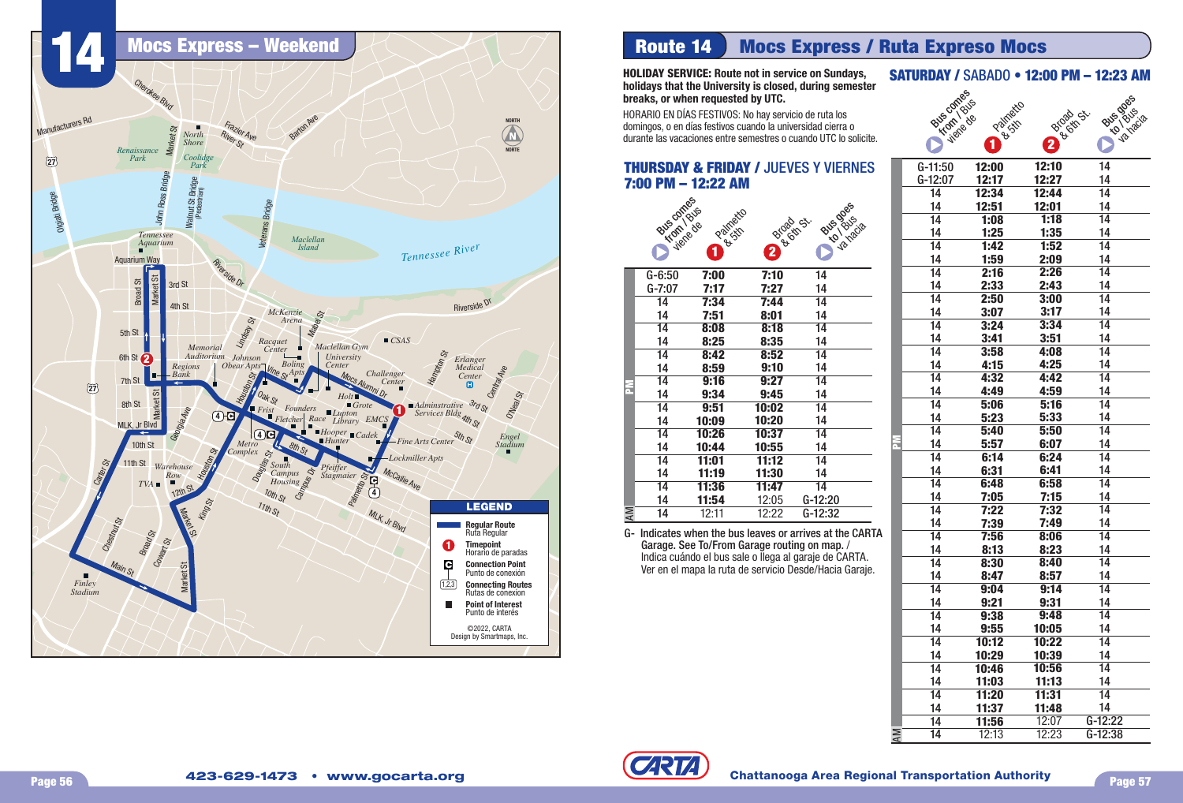# 14 Mocs Express – Weekend

## LEGEND

- Regular Route / Ruta Regular
- 1 Timepoint / Horario de paradas
- C Connection Point / Punto de conexión
- 1,2,3 Connecting Routes / Rutas de conexion
- Point of Interest / Punto de interés

©2022, CARTA
Design by Smartmaps, Inc.

# Route 14 Mocs Express / Ruta Expreso Mocs

**HOLIDAY SERVICE: Route not in service on Sundays, holidays that the University is closed, during semester breaks, or when requested by UTC.**

HORARIO EN DÍAS FESTIVOS: No hay servicio de ruta los domingos, o en días festivos cuando la universidad cierra o durante las vacaciones entre semestres o cuando UTC lo solicite.

## THURSDAY & FRIDAY / JUEVES Y VIERNES 7:00 PM – 12:22 AM

| | Bus comes from / Bus viene de | 1 Palmetto & 5th | 2 Broad & 6th St. | Bus goes to / Bus va hacia |
|---|---|---|---|---|
| PM | G-6:50 | 7:00 | 7:10 | 14 |
| | G-7:07 | 7:17 | 7:27 | 14 |
| | 14 | 7:34 | 7:44 | 14 |
| | 14 | 7:51 | 8:01 | 14 |
| | 14 | 8:08 | 8:18 | 14 |
| | 14 | 8:25 | 8:35 | 14 |
| | 14 | 8:42 | 8:52 | 14 |
| | 14 | 8:59 | 9:10 | 14 |
| | 14 | 9:16 | 9:27 | 14 |
| | 14 | 9:34 | 9:45 | 14 |
| | 14 | 9:51 | 10:02 | 14 |
| | 14 | 10:09 | 10:20 | 14 |
| | 14 | 10:26 | 10:37 | 14 |
| | 14 | 10:44 | 10:55 | 14 |
| | 14 | 11:01 | 11:12 | 14 |
| | 14 | 11:19 | 11:30 | 14 |
| | 14 | 11:36 | 11:47 | 14 |
| | 14 | 11:54 | 12:05 | G-12:20 |
| AM | 14 | 12:11 | 12:22 | G-12:32 |

G- Indicates when the bus leaves or arrives at the CARTA Garage. See To/From Garage routing on map. / Indica cuándo el bus sale o llega al garaje de CARTA. Ver en el mapa la ruta de servicio Desde/Hacia Garaje.

## SATURDAY / SABADO • 12:00 PM – 12:23 AM

| | Bus comes from / Bus viene de | 1 Palmetto & 5th | 2 Broad & 6th St. | Bus goes to / Bus va hacia |
|---|---|---|---|---|
| PM | G-11:50 | 12:00 | 12:10 | 14 |
| | G-12:07 | 12:17 | 12:27 | 14 |
| | 14 | 12:34 | 12:44 | 14 |
| | 14 | 12:51 | 12:01 | 14 |
| | 14 | 1:08 | 1:18 | 14 |
| | 14 | 1:25 | 1:35 | 14 |
| | 14 | 1:42 | 1:52 | 14 |
| | 14 | 1:59 | 2:09 | 14 |
| | 14 | 2:16 | 2:26 | 14 |
| | 14 | 2:33 | 2:43 | 14 |
| | 14 | 2:50 | 3:00 | 14 |
| | 14 | 3:07 | 3:17 | 14 |
| | 14 | 3:24 | 3:34 | 14 |
| | 14 | 3:41 | 3:51 | 14 |
| | 14 | 3:58 | 4:08 | 14 |
| | 14 | 4:15 | 4:25 | 14 |
| | 14 | 4:32 | 4:42 | 14 |
| | 14 | 4:49 | 4:59 | 14 |
| | 14 | 5:06 | 5:16 | 14 |
| | 14 | 5:23 | 5:33 | 14 |
| | 14 | 5:40 | 5:50 | 14 |
| | 14 | 5:57 | 6:07 | 14 |
| | 14 | 6:14 | 6:24 | 14 |
| | 14 | 6:31 | 6:41 | 14 |
| | 14 | 6:48 | 6:58 | 14 |
| | 14 | 7:05 | 7:15 | 14 |
| | 14 | 7:22 | 7:32 | 14 |
| | 14 | 7:39 | 7:49 | 14 |
| | 14 | 7:56 | 8:06 | 14 |
| | 14 | 8:13 | 8:23 | 14 |
| | 14 | 8:30 | 8:40 | 14 |
| | 14 | 8:47 | 8:57 | 14 |
| | 14 | 9:04 | 9:14 | 14 |
| | 14 | 9:21 | 9:31 | 14 |
| | 14 | 9:38 | 9:48 | 14 |
| | 14 | 9:55 | 10:05 | 14 |
| | 14 | 10:12 | 10:22 | 14 |
| | 14 | 10:29 | 10:39 | 14 |
| | 14 | 10:46 | 10:56 | 14 |
| | 14 | 11:03 | 11:13 | 14 |
| | 14 | 11:20 | 11:31 | 14 |
| | 14 | 11:37 | 11:48 | 14 |
| | 14 | 11:56 | 12:07 | G-12:22 |
| AM | 14 | 12:13 | 12:23 | G-12:38 |

423-629-1483 • www.gocarta.org

CARTA Chattanooga Area Regional Transportation Authority